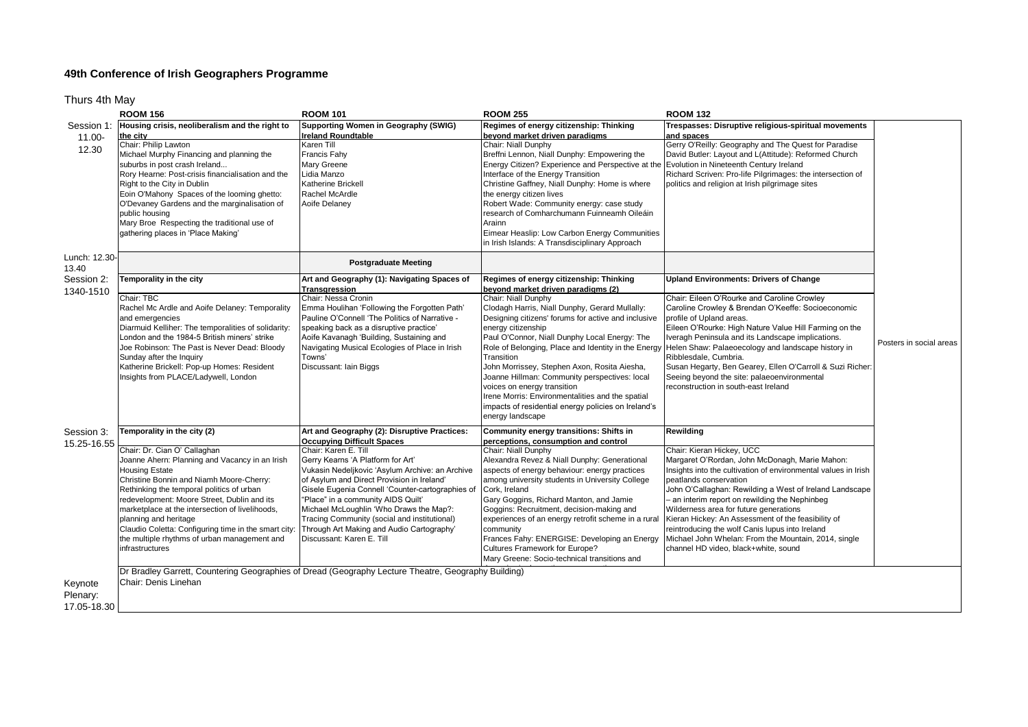# 49th Conference of Irish Geographers Programme

Thurs 4th May

| | ROOM 156 | ROOM 101 | ROOM 255 | ROOM 132 | |
|---|---|---|---|---|---|
| Session 1: 11.00-12.30 | **Housing crisis, neoliberalism and the right to the city**<br>Chair: Philip Lawton<br>Michael Murphy Financing and planning the suburbs in post crash Ireland...<br>Rory Hearne: Post-crisis financialisation and the Right to the City in Dublin<br>Eoin O'Mahony Spaces of the looming ghetto: O'Devaney Gardens and the marginalisation of public housing<br>Mary Broe Respecting the traditional use of gathering places in 'Place Making' | **Supporting Women in Geography (SWIG) Ireland Roundtable**<br>Karen Till<br>Francis Fahy<br>Mary Greene<br>Lidia Manzo<br>Katherine Brickell<br>Rachel McArdle<br>Aoife Delaney | **Regimes of energy citizenship: Thinking beyond market driven paradigms**<br>Chair: Niall Dunphy<br>Breffni Lennon, Niall Dunphy: Empowering the Energy Citizen? Experience and Perspective at the Interface of the Energy Transition<br>Christine Gaffney, Niall Dunphy: Home is where the energy citizen lives<br>Robert Wade: Community energy: case study research of Comharchumann Fuinneamh Oileáin Arainn<br>Eimear Heaslip: Low Carbon Energy Communities in Irish Islands: A Transdisciplinary Approach | **Trespasses: Disruptive religious-spiritual movements and spaces**<br>Gerry O'Reilly: Geography and The Quest for Paradise<br>David Butler: Layout and L(Attitude): Reformed Church Evolution in Nineteenth Century Ireland<br>Richard Scriven: Pro-life Pilgrimages: the intersection of politics and religion at Irish pilgrimage sites | Posters in social areas |
| Lunch: 12.30-13.40 | | **Postgraduate Meeting** | | | |
| Session 2: 1340-1510 | **Temporality in the city**<br>Chair: TBC<br>Rachel Mc Ardle and Aoife Delaney: Temporality and emergencies<br>Diarmuid Kelliher: The temporalities of solidarity: London and the 1984-5 British miners' strike<br>Joe Robinson: The Past is Never Dead: Bloody Sunday after the Inquiry<br>Katherine Brickell: Pop-up Homes: Resident Insights from PLACE/Ladywell, London | **Art and Geography (1): Navigating Spaces of Transgression**<br>Chair: Nessa Cronin<br>Emma Houlihan 'Following the Forgotten Path'<br>Pauline O'Connell 'The Politics of Narrative - speaking back as a disruptive practice'<br>Aoife Kavanagh 'Building, Sustaining and Navigating Musical Ecologies of Place in Irish Towns'<br>Discussant: Iain Biggs | **Regimes of energy citizenship: Thinking beyond market driven paradigms (2)**<br>Chair: Niall Dunphy<br>Clodagh Harris, Niall Dunphy, Gerard Mullally: Designing citizens' forums for active and inclusive energy citizenship<br>Paul O'Connor, Niall Dunphy Local Energy: The Role of Belonging, Place and Identity in the Energy Transition<br>John Morrissey, Stephen Axon, Rosita Aiesha, Joanne Hillman: Community perspectives: local voices on energy transition<br>Irene Morris: Environmentalities and the spatial impacts of residential energy policies on Ireland's energy landscape | **Upland Environments: Drivers of Change**<br>Chair: Eileen O'Rourke and Caroline Crowley<br>Caroline Crowley & Brendan O'Keeffe: Socioeconomic profile of Upland areas.<br>Eileen O'Rourke: High Nature Value Hill Farming on the Iveragh Peninsula and its Landscape implications.<br>Helen Shaw: Palaeoecology and landscape history in Ribblesdale, Cumbria.<br>Susan Hegarty, Ben Gearey, Ellen O'Carroll & Suzi Richer: Seeing beyond the site: palaeoenvironmental reconstruction in south-east Ireland | |
| Session 3: 15.25-16.55 | **Temporality in the city (2)**<br>Chair: Dr. Cian O' Callaghan<br>Joanne Ahern: Planning and Vacancy in an Irish Housing Estate<br>Christine Bonnin and Niamh Moore-Cherry: Rethinking the temporal politics of urban redevelopment: Moore Street, Dublin and its marketplace at the intersection of livelihoods, planning and heritage<br>Claudio Coletta: Configuring time in the smart city: the multiple rhythms of urban management and infrastructures | **Art and Geography (2): Disruptive Practices: Occupying Difficult Spaces**<br>Chair: Karen E. Till<br>Gerry Kearns 'A Platform for Art'<br>Vukasin Nedeljkovic 'Asylum Archive: an Archive of Asylum and Direct Provision in Ireland'<br>Gisele Eugenia Connell 'Counter-cartographies of "Place" in a community AIDS Quilt'<br>Michael McLoughlin 'Who Draws the Map?: Tracing Community (social and institutional) Through Art Making and Audio Cartography'<br>Discussant: Karen E. Till | **Community energy transitions: Shifts in perceptions, consumption and control**<br>Chair: Niall Dunphy<br>Alexandra Revez & Niall Dunphy: Generational aspects of energy behaviour: energy practices among university students in University College Cork, Ireland<br>Gary Goggins, Richard Manton, and Jamie Goggins: Recruitment, decision-making and experiences of an energy retrofit scheme in a rural community<br>Frances Fahy: ENERGISE: Developing an Energy Cultures Framework for Europe?<br>Mary Greene: Socio-technical transitions and | **Rewilding**<br>Chair: Kieran Hickey, UCC<br>Margaret O'Rordan, John McDonagh, Marie Mahon: Insights into the cultivation of environmental values in Irish peatlands conservation<br>John O'Callaghan: Rewilding a West of Ireland Landscape – an interim report on rewilding the Nephinbeg Wilderness area for future generations<br>Kieran Hickey: An Assessment of the feasibility of reintroducing the wolf Canis lupus into Ireland<br>Michael John Whelan: From the Mountain, 2014, single channel HD video, black+white, sound | |
| Keynote Plenary: 17.05-18.30 | Dr Bradley Garrett, Countering Geographies of Dread (Geography Lecture Theatre, Geography Building)<br>Chair: Denis Linehan | | | | |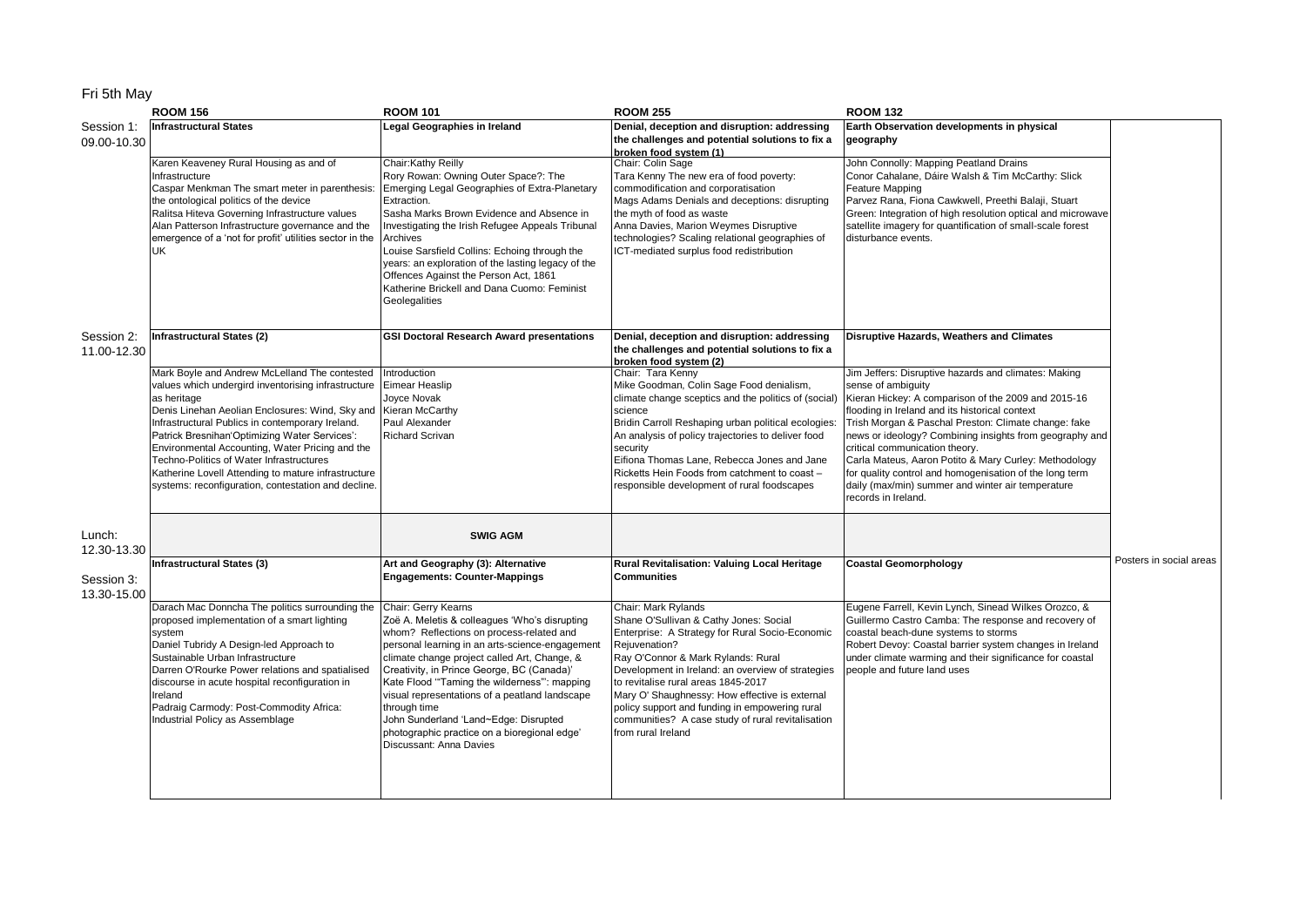## Fri 5th May

| | ROOM 156 | ROOM 101 | ROOM 255 | ROOM 132 | |
|---|---|---|---|---|---|
| Session 1: 09.00-10.30 | **Infrastructural States** | **Legal Geographies in Ireland** | **Denial, deception and disruption: addressing the challenges and potential solutions to fix a broken food system (1)** | **Earth Observation developments in physical geography** | |
| | Karen Keaveney Rural Housing as and of Infrastructure<br>Caspar Menkman The smart meter in parenthesis: the ontological politics of the device<br>Ralitsa Hiteva Governing Infrastructure values<br>Alan Patterson Infrastructure governance and the emergence of a 'not for profit' utilities sector in the UK | Chair:Kathy Reilly<br>Rory Rowan: Owning Outer Space?: The Emerging Legal Geographies of Extra-Planetary Extraction.<br>Sasha Marks Brown Evidence and Absence in Investigating the Irish Refugee Appeals Tribunal Archives<br>Louise Sarsfield Collins: Echoing through the years: an exploration of the lasting legacy of the Offences Against the Person Act, 1861<br>Katherine Brickell and Dana Cuomo: Feminist Geolegalities | Chair: Colin Sage<br>Tara Kenny The new era of food poverty: commodification and corporatisation<br>Mags Adams Denials and deceptions: disrupting the myth of food as waste<br>Anna Davies, Marion Weymes Disruptive technologies? Scaling relational geographies of ICT-mediated surplus food redistribution | John Connolly: Mapping Peatland Drains<br>Conor Cahalane, Dáire Walsh & Tim McCarthy: Slick Feature Mapping<br>Parvez Rana, Fiona Cawkwell, Preethi Balaji, Stuart Green: Integration of high resolution optical and microwave satellite imagery for quantification of small-scale forest disturbance events. | |
| Session 2: 11.00-12.30 | **Infrastructural States (2)** | **GSI Doctoral Research Award presentations** | **Denial, deception and disruption: addressing the challenges and potential solutions to fix a broken food system (2)** | **Disruptive Hazards, Weathers and Climates** | |
| | Mark Boyle and Andrew McLelland The contested values which undergird inventorising infrastructure as heritage<br>Denis Linehan Aeolian Enclosures: Wind, Sky and Infrastructural Publics in contemporary Ireland.<br>Patrick Bresnihan'Optimizing Water Services': Environmental Accounting, Water Pricing and the Techno-Politics of Water Infrastructures<br>Katherine Lovell Attending to mature infrastructure systems: reconfiguration, contestation and decline. | Introduction<br>Eimear Heaslip<br>Joyce Novak<br>Kieran McCarthy<br>Paul Alexander<br>Richard Scrivan | Chair: Tara Kenny<br>Mike Goodman, Colin Sage Food denialism, climate change sceptics and the politics of (social) science<br>Bridin Carroll Reshaping urban political ecologies: An analysis of policy trajectories to deliver food security<br>Eifiona Thomas Lane, Rebecca Jones and Jane Ricketts Hein Foods from catchment to coast – responsible development of rural foodscapes | Jim Jeffers: Disruptive hazards and climates: Making sense of ambiguity<br>Kieran Hickey: A comparison of the 2009 and 2015-16 flooding in Ireland and its historical context<br>Trish Morgan & Paschal Preston: Climate change: fake news or ideology? Combining insights from geography and critical communication theory.<br>Carla Mateus, Aaron Potito & Mary Curley: Methodology for quality control and homogenisation of the long term daily (max/min) summer and winter air temperature records in Ireland. | |
| Lunch: 12.30-13.30 | | **SWIG AGM** | | | |
| Session 3: 13.30-15.00 | **Infrastructural States (3)** | **Art and Geography (3): Alternative Engagements: Counter-Mappings** | **Rural Revitalisation: Valuing Local Heritage Communities** | **Coastal Geomorphology** | Posters in social areas |
| | Darach Mac Donncha The politics surrounding the proposed implementation of a smart lighting system<br>Daniel Tubridy A Design-led Approach to Sustainable Urban Infrastructure<br>Darren O'Rourke Power relations and spatialised discourse in acute hospital reconfiguration in Ireland<br>Padraig Carmody: Post-Commodity Africa: Industrial Policy as Assemblage | Chair: Gerry Kearns<br>Zoë A. Meletis & colleagues 'Who's disrupting whom? Reflections on process-related and personal learning in an arts-science-engagement climate change project called Art, Change, & Creativity, in Prince George, BC (Canada)'<br>Kate Flood '"Taming the wilderness"': mapping visual representations of a peatland landscape through time<br>John Sunderland 'Land~Edge: Disrupted photographic practice on a bioregional edge'<br>Discussant: Anna Davies | Chair: Mark Rylands<br>Shane O'Sullivan & Cathy Jones: Social Enterprise: A Strategy for Rural Socio-Economic Rejuvenation?<br>Ray O'Connor & Mark Rylands: Rural Development in Ireland: an overview of strategies to revitalise rural areas 1845-2017<br>Mary O' Shaughnessy: How effective is external policy support and funding in empowering rural communities? A case study of rural revitalisation from rural Ireland | Eugene Farrell, Kevin Lynch, Sinead Wilkes Orozco, & Guillermo Castro Camba: The response and recovery of coastal beach-dune systems to storms<br>Robert Devoy: Coastal barrier system changes in Ireland under climate warming and their significance for coastal people and future land uses | |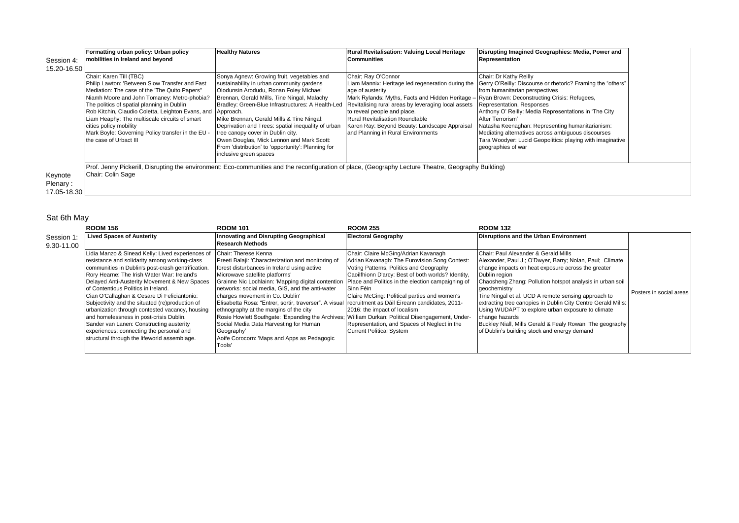| | | | | | |
|---|---|---|---|---|---|
| Session 4: 15.20-16.50 | **Formatting urban policy: Urban policy mobilities in Ireland and beyond** | **Healthy Natures** | **Rural Revitalisation: Valuing Local Heritage Communities** | **Disrupting Imagined Geographies: Media, Power and Representation** | |
| | Chair: Karen Till (TBC)<br>Philip Lawton: 'Between Slow Transfer and Fast Mediation: The case of the 'The Quito Papers''<br>Niamh Moore and John Tomaney: Metro-phobia? The politics of spatial planning in Dublin<br>Rob Kitchin, Claudio Coletta, Leighton Evans, and Liam Heaphy: The multiscale circuits of smart cities policy mobility<br>Mark Boyle: Governing Policy transfer in the EU - the case of Urbact III | Sonya Agnew: Growing fruit, vegetables and sustainability in urban community gardens<br>Olodunsin Arodudu, Ronan Foley Michael Brennan, Gerald Mills, Tine Ningal, Malachy Bradley: Green-Blue Infrastructures: A Health-Led Approach.<br>Mike Brennan, Gerald Mills & Tine Ningal: Deprivation and Trees: spatial inequality of urban tree canopy cover in Dublin city.<br>Owen Douglas, Mick Lennon and Mark Scott: From 'distribution' to 'opportunity': Planning for inclusive green spaces | Chair; Ray O'Connor<br>Liam Mannix: Heritage led regeneration during the age of austerity<br>Mark Rylands: Myths, Facts and Hidden Heritage – Revitalising rural areas by leveraging local assets to reveal people and place.<br>Rural Revitalisation Roundtable<br>Karen Ray: Beyond Beauty: Landscape Appraisal and Planning in Rural Environments | Chair: Dr Kathy Reilly<br>Gerry O'Reilly: Discourse or rhetoric? Framing the "others" from humanitarian perspectives<br>Ryan Brown: Deconstructing Crisis: Refugees, Representation, Responses<br>Anthony O' Reilly: Media Representations in 'The City After Terrorism'<br>Natasha Keenaghan: Representing humanitarianism: Mediating alternatives across ambiguous discourses<br>Tara Woodyer: Lucid Geopolitics: playing with imaginative geographies of war | |
| Keynote Plenary : 17.05-18.30 | Prof. Jenny Pickerill, Disrupting the environment: Eco-communities and the reconfiguration of place, (Geography Lecture Theatre, Geography Building)<br>Chair: Colin Sage | | | | |

## Sat 6th May

| | ROOM 156 | ROOM 101 | ROOM 255 | ROOM 132 | |
|---|---|---|---|---|---|
| Session 1: 9.30-11.00 | **Lived Spaces of Austerity** | **Innovating and Disrupting Geographical Research Methods** | **Electoral Geography** | **Disruptions and the Urban Environment** | |
| | Lidia Manzo & Sinead Kelly: Lived experiences of resistance and solidarity among working-class communities in Dublin's post-crash gentrification.<br>Rory Hearne: The Irish Water War: Ireland's Delayed Anti-Austerity Movement & New Spaces of Contentious Politics in Ireland.<br>Cian O'Callaghan & Cesare Di Feliciantonio: Subjectivity and the situated (re)production of urbanization through contested vacancy, housing and homelessness in post-crisis Dublin.<br>Sander van Lanen: Constructing austerity experiences: connecting the personal and structural through the lifeworld assemblage. | Chair: Therese Kenna<br>Preeti Balaji: 'Characterization and monitoring of forest disturbances in Ireland using active Microwave satellite platforms'<br>Grainne Nic Lochlainn: 'Mapping digital contention networks: social media, GIS, and the anti-water charges movement in Co. Dublin'<br>Elisabetta Rosa: "Entrer, sortir, traverser". A visual ethnography at the margins of the city<br>Rosie Howlett Southgate: 'Expanding the Archives; Social Media Data Harvesting for Human Geography'<br>Aoife Corocorn: 'Maps and Apps as Pedagogic Tools' | Chair: Claire McGing/Adrian Kavanagh<br>Adrian Kavanagh: The Eurovision Song Contest: Voting Patterns, Politics and Geography<br>Caoilfhionn D'arcy: Best of both worlds? Identity, Place and Politics in the election campaigning of Sinn Féin<br>Claire McGing: Political parties and women's recruitment as Dáil Éireann candidates, 2011-2016: the impact of localism<br>William Durkan: Political Disengagement, Under-Representation, and Spaces of Neglect in the Current Political System | Chair: Paul Alexander & Gerald Mills<br>Alexander, Paul J.; O'Dwyer, Barry; Nolan, Paul; Climate change impacts on heat exposure across the greater Dublin region<br>Chaosheng Zhang: Pollution hotspot analysis in urban soil geochemistry<br>Tine Ningal et al. UCD A remote sensing approach to extracting tree canopies in Dublin City Centre Gerald Mills: Using WUDAPT to explore urban exposure to climate change hazards<br>Buckley Niall, Mills Gerald & Fealy Rowan The geography of Dublin's building stock and energy demand | Posters in social areas |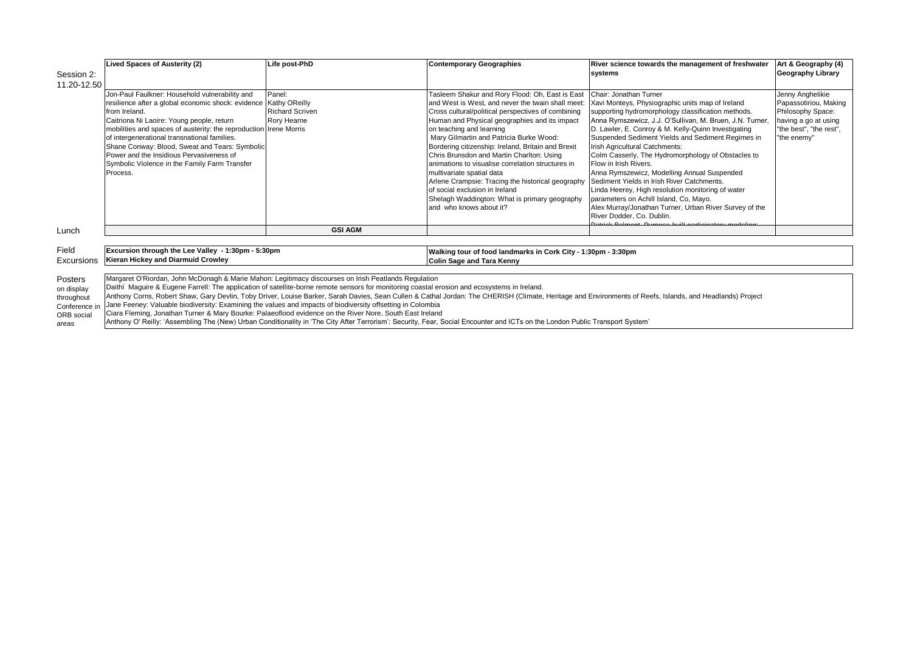| | Lived Spaces of Austerity (2) | Life post-PhD | Contemporary Geographies | River science towards the management of freshwater systems | Art & Geography (4) Geography Library |
|---|---|---|---|---|---|
| Session 2: 11.20-12.50 | Jon-Paul Faulkner: Household vulnerability and resilience after a global economic shock: evidence from Ireland.<br>Caitriona Ni Laoire: Young people, return mobilities and spaces of austerity: the reproduction of intergenerational transnational families.<br>Shane Conway: Blood, Sweat and Tears: Symbolic Power and the Insidious Pervasiveness of Symbolic Violence in the Family Farm Transfer Process. | Panel:<br>Kathy OReilly<br>Richard Scriven<br>Rory Hearne<br>Irene Morris | Tasleem Shakur and Rory Flood: Oh, East is East and West is West, and never the twain shall meet: Cross cultural/political perspectives of combining Human and Physical geographies and its impact on teaching and learning<br>Mary Gilmartin and Patricia Burke Wood: Bordering citizenship: Ireland, Britain and Brexit<br>Chris Brunsdon and Martin Charlton: Using animations to visualise correlation structures in multivariate spatial data<br>Arlene Crampsie: Tracing the historical geography of social exclusion in Ireland<br>Shelagh Waddington: What is primary geography and who knows about it? | Chair: Jonathan Turner<br>Xavi Monteys, Physiographic units map of Ireland supporting hydromorphology classification methods.<br>Anna Rymszewicz, J.J. O'Sullivan, M. Bruen, J.N. Turner, D. Lawler, E. Conroy & M. Kelly-Quinn Investigating Suspended Sediment Yields and Sediment Regimes in Irish Agricultural Catchments:<br>Colm Casserly, The Hydromorphology of Obstacles to Flow in Irish Rivers.<br>Anna Rymszewicz, Modelling Annual Suspended Sediment Yields in Irish River Catchments.<br>Linda Heerey, High resolution monitoring of water parameters on Achill Island, Co, Mayo.<br>Alex Murray/Jonathan Turner, Urban River Survey of the River Dodder, Co. Dublin.<br>Patrick Belmont, Purpose-built participatory modeling: | Jenny Anghelikie Papassotiriou, Making Philosophy Space: having a go at using "the best", "the rest", "the enemy" |
| Lunch | | GSI AGM | | | |

| | | |
|---|---|---|
| Field Excursions | **Excursion through the Lee Valley - 1:30pm - 5:30pm**<br>**Kieran Hickey and Diarmuid Crowley** | **Walking tour of food landmarks in Cork City - 1:30pm - 3:30pm**<br>**Colin Sage and Tara Kenny** |

**Posters** on display throughout Conference in ORB social areas

- Margaret O'Riordan, John McDonagh & Marie Mahon: Legitimacy discourses on Irish Peatlands Regulation
- Daithí Maguire & Eugene Farrell: The application of satellite-borne remote sensors for monitoring coastal erosion and ecosystems in Ireland.
- Anthony Corns, Robert Shaw, Gary Devlin, Toby Driver, Louise Barker, Sarah Davies, Sean Cullen & Cathal Jordan: The CHERISH (Climate, Heritage and Environments of Reefs, Islands, and Headlands) Project
- Jane Feeney: Valuable biodiversity: Examining the values and impacts of biodiversity offsetting in Colombia
- Ciara Fleming, Jonathan Turner & Mary Bourke: Palaeoflood evidence on the River Nore, South East Ireland
- Anthony O' Reilly: 'Assembling The (New) Urban Conditionality in 'The City After Terrorism': Security, Fear, Social Encounter and ICTs on the London Public Transport System'